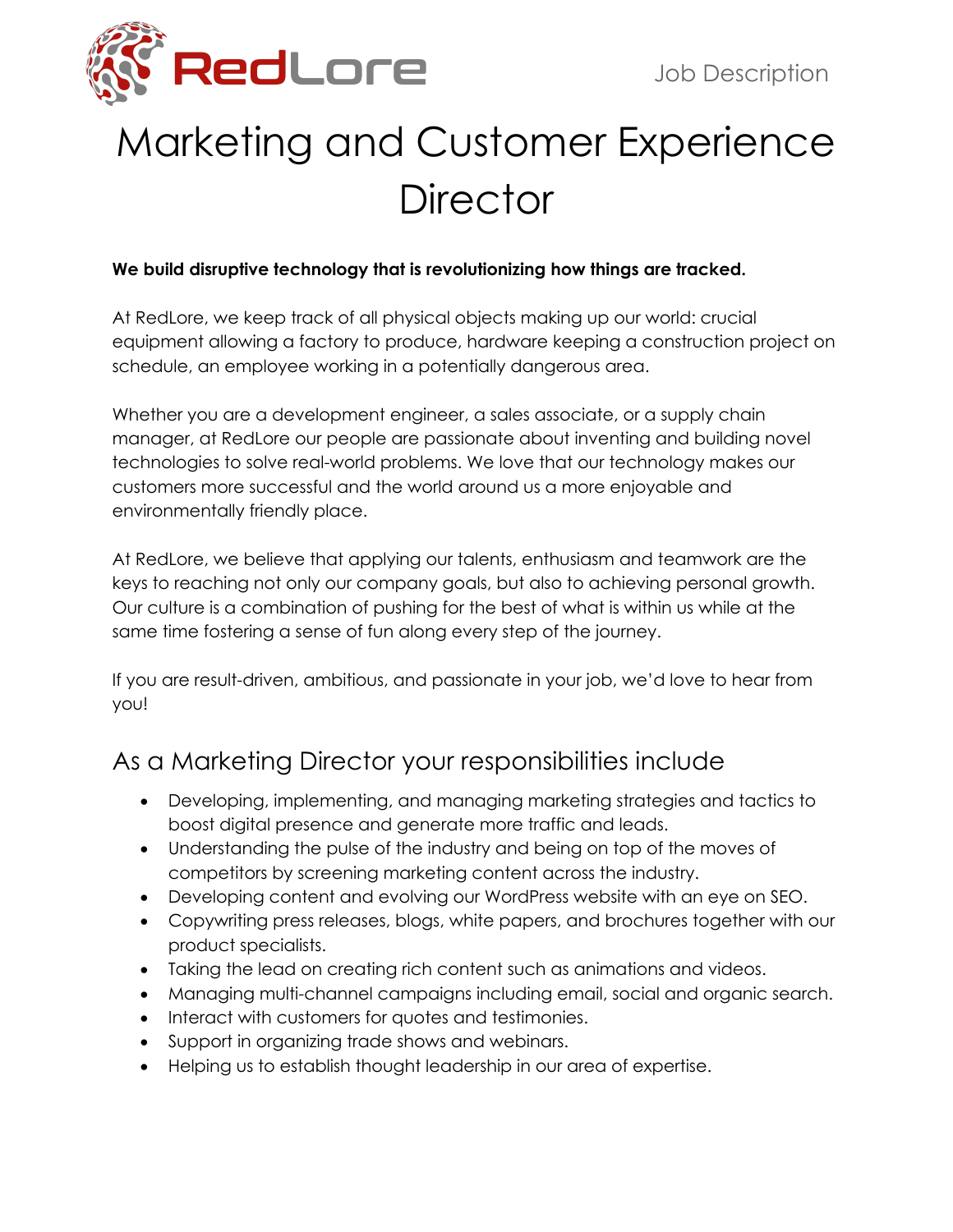Job Description

# Marketing and Customer Experience Director

**We build disruptive technology that is revolutionizing how things are tracked.**

At RedLore, we keep track of all physical objects making up our world: crucial equipment allowing a factory to produce, hardware keeping a construction project on schedule, an employee working in a potentially dangerous area.

Whether you are a development engineer, a sales associate, or a supply chain manager, at RedLore our people are passionate about inventing and building novel technologies to solve real-world problems. We love that our technology makes our customers more successful and the world around us a more enjoyable and environmentally friendly place.

At RedLore, we believe that applying our talents, enthusiasm and teamwork are the keys to reaching not only our company goals, but also to achieving personal growth. Our culture is a combination of pushing for the best of what is within us while at the same time fostering a sense of fun along every step of the journey.

If you are result-driven, ambitious, and passionate in your job, we'd love to hear from you!

## As a Marketing Director your responsibilities include

- Developing, implementing, and managing marketing strategies and tactics to boost digital presence and generate more traffic and leads.
- Understanding the pulse of the industry and being on top of the moves of competitors by screening marketing content across the industry.
- Developing content and evolving our WordPress website with an eye on SEO.
- Copywriting press releases, blogs, white papers, and brochures together with our product specialists.
- Taking the lead on creating rich content such as animations and videos.
- Managing multi-channel campaigns including email, social and organic search.
- Interact with customers for quotes and testimonies.
- Support in organizing trade shows and webinars.
- Helping us to establish thought leadership in our area of expertise.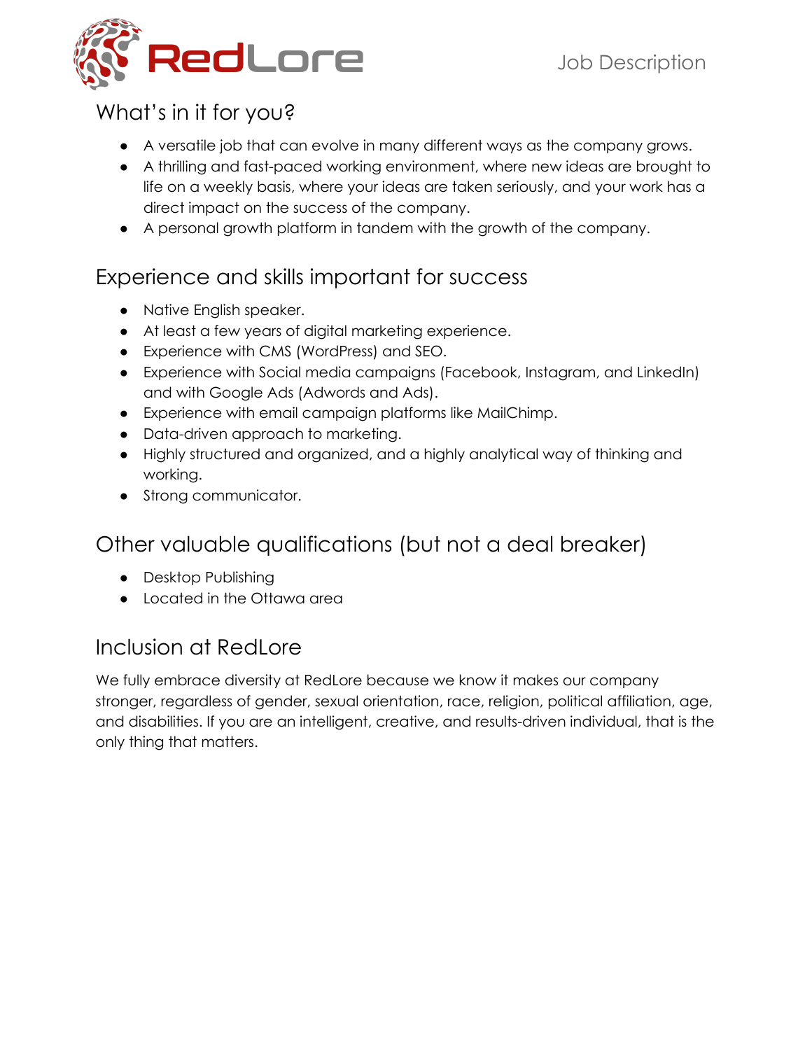## What's in it for you?

- A versatile job that can evolve in many different ways as the company grows.
- A thrilling and fast-paced working environment, where new ideas are brought to life on a weekly basis, where your ideas are taken seriously, and your work has a direct impact on the success of the company.
- A personal growth platform in tandem with the growth of the company.

## Experience and skills important for success

- Native English speaker.
- At least a few years of digital marketing experience.
- Experience with CMS (WordPress) and SEO.
- Experience with Social media campaigns (Facebook, Instagram, and LinkedIn) and with Google Ads (Adwords and Ads).
- Experience with email campaign platforms like MailChimp.
- Data-driven approach to marketing.
- Highly structured and organized, and a highly analytical way of thinking and working.
- Strong communicator.

## Other valuable qualifications (but not a deal breaker)

- Desktop Publishing
- Located in the Ottawa area

## Inclusion at RedLore

We fully embrace diversity at RedLore because we know it makes our company stronger, regardless of gender, sexual orientation, race, religion, political affiliation, age, and disabilities. If you are an intelligent, creative, and results-driven individual, that is the only thing that matters.